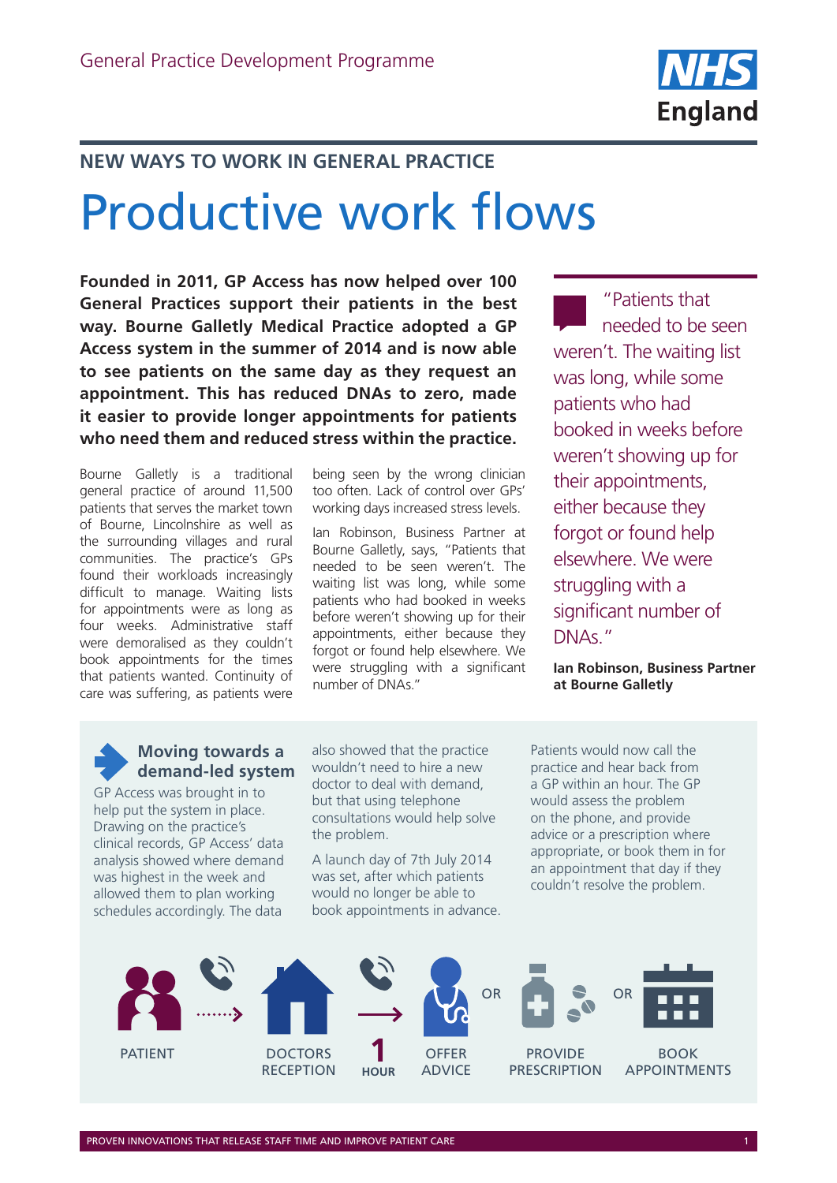General Practice Development Programme

NEW WAYS TO WORK IN GENERAL PRACTICE

# Productive work flows

**Founded in 2011, GP Access has now helped over 100 General Practices support their patients in the best way. Bourne Galletly Medical Practice adopted a GP Access system in the summer of 2014 and is now able to see patients on the same day as they request an appointment. This has reduced DNAs to zero, made it easier to provide longer appointments for patients who need them and reduced stress within the practice.**

Bourne Galletly is a traditional general practice of around 11,500 patients that serves the market town of Bourne, Lincolnshire as well as the surrounding villages and rural communities. The practice's GPs found their workloads increasingly difficult to manage. Waiting lists for appointments were as long as four weeks. Administrative staff were demoralised as they couldn't book appointments for the times that patients wanted. Continuity of care was suffering, as patients were being seen by the wrong clinician too often. Lack of control over GPs' working days increased stress levels.

Ian Robinson, Business Partner at Bourne Galletly, says, "Patients that needed to be seen weren't. The waiting list was long, while some patients who had booked in weeks before weren't showing up for their appointments, either because they forgot or found help elsewhere. We were struggling with a significant number of DNAs."

> "Patients that needed to be seen weren't. The waiting list was long, while some patients who had booked in weeks before weren't showing up for their appointments, either because they forgot or found help elsewhere. We were struggling with a significant number of DNAs."
>
> **Ian Robinson, Business Partner at Bourne Galletly**

## Moving towards a demand-led system

GP Access was brought in to help put the system in place. Drawing on the practice's clinical records, GP Access' data analysis showed where demand was highest in the week and allowed them to plan working schedules accordingly. The data also showed that the practice wouldn't need to hire a new doctor to deal with demand, but that using telephone consultations would help solve the problem.

A launch day of 7th July 2014 was set, after which patients would no longer be able to book appointments in advance.

Patients would now call the practice and hear back from a GP within an hour. The GP would assess the problem on the phone, and provide advice or a prescription where appropriate, or book them in for an appointment that day if they couldn't resolve the problem.

PATIENT → DOCTORS RECEPTION → 1 HOUR → OFFER ADVICE OR PROVIDE PRESCRIPTION OR BOOK APPOINTMENTS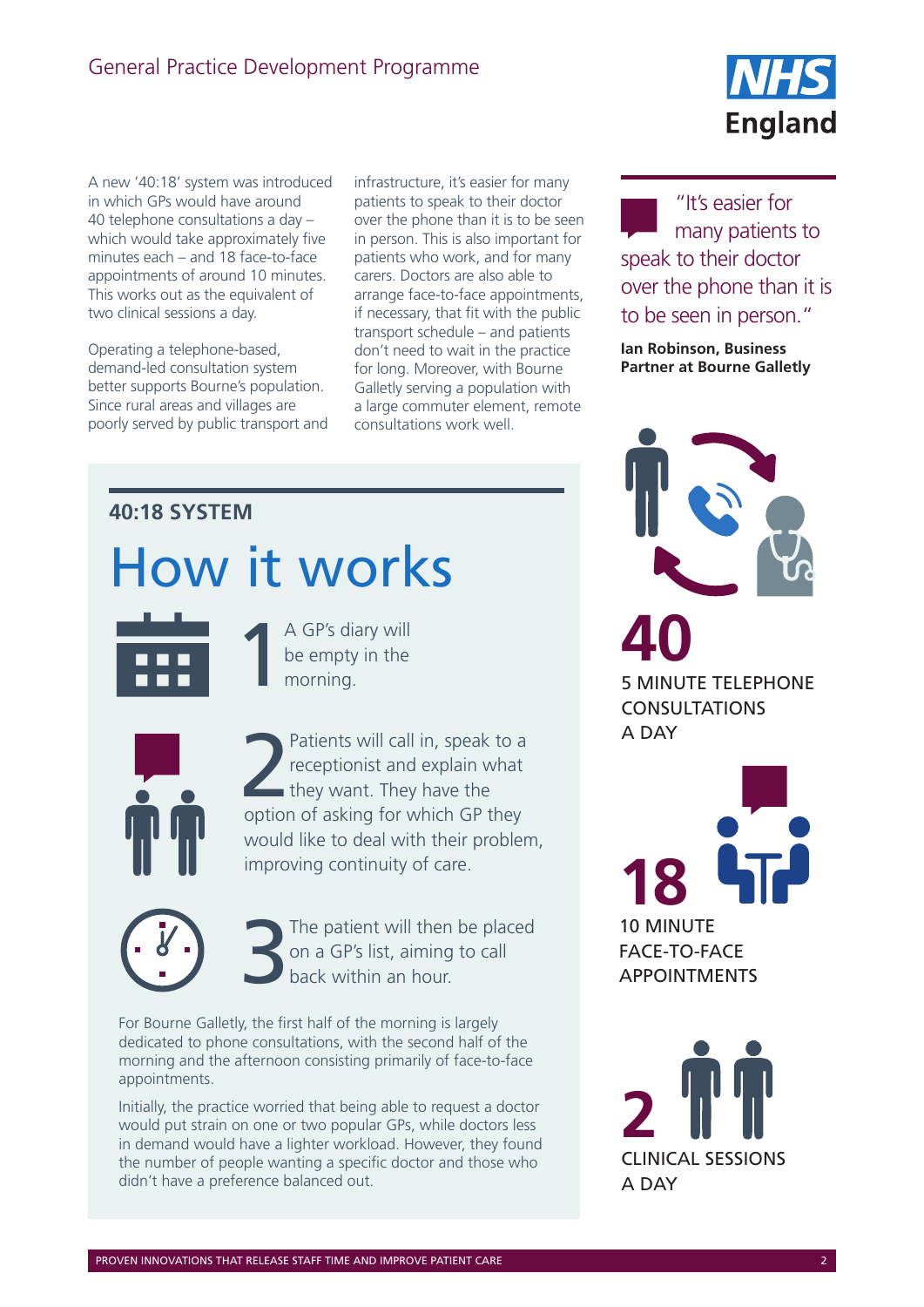A new '40:18' system was introduced in which GPs would have around 40 telephone consultations a day – which would take approximately five minutes each – and 18 face-to-face appointments of around 10 minutes. This works out as the equivalent of two clinical sessions a day.

Operating a telephone-based, demand-led consultation system better supports Bourne's population. Since rural areas and villages are poorly served by public transport and infrastructure, it's easier for many patients to speak to their doctor over the phone than it is to be seen in person. This is also important for patients who work, and for many carers. Doctors are also able to arrange face-to-face appointments, if necessary, that fit with the public transport schedule – and patients don't need to wait in the practice for long. Moreover, with Bourne Galletly serving a population with a large commuter element, remote consultations work well.

> "It's easier for many patients to speak to their doctor over the phone than it is to be seen in person."
>
> **Ian Robinson, Business Partner at Bourne Galletly**

## 40:18 SYSTEM

# How it works

1. A GP's diary will be empty in the morning.
2. Patients will call in, speak to a receptionist and explain what they want. They have the option of asking for which GP they would like to deal with their problem, improving continuity of care.
3. The patient will then be placed on a GP's list, aiming to call back within an hour.

For Bourne Galletly, the first half of the morning is largely dedicated to phone consultations, with the second half of the morning and the afternoon consisting primarily of face-to-face appointments.

Initially, the practice worried that being able to request a doctor would put strain on one or two popular GPs, while doctors less in demand would have a lighter workload. However, they found the number of people wanting a specific doctor and those who didn't have a preference balanced out.

**40**
5 MINUTE TELEPHONE CONSULTATIONS A DAY

**18**
10 MINUTE FACE-TO-FACE APPOINTMENTS

**2**
CLINICAL SESSIONS A DAY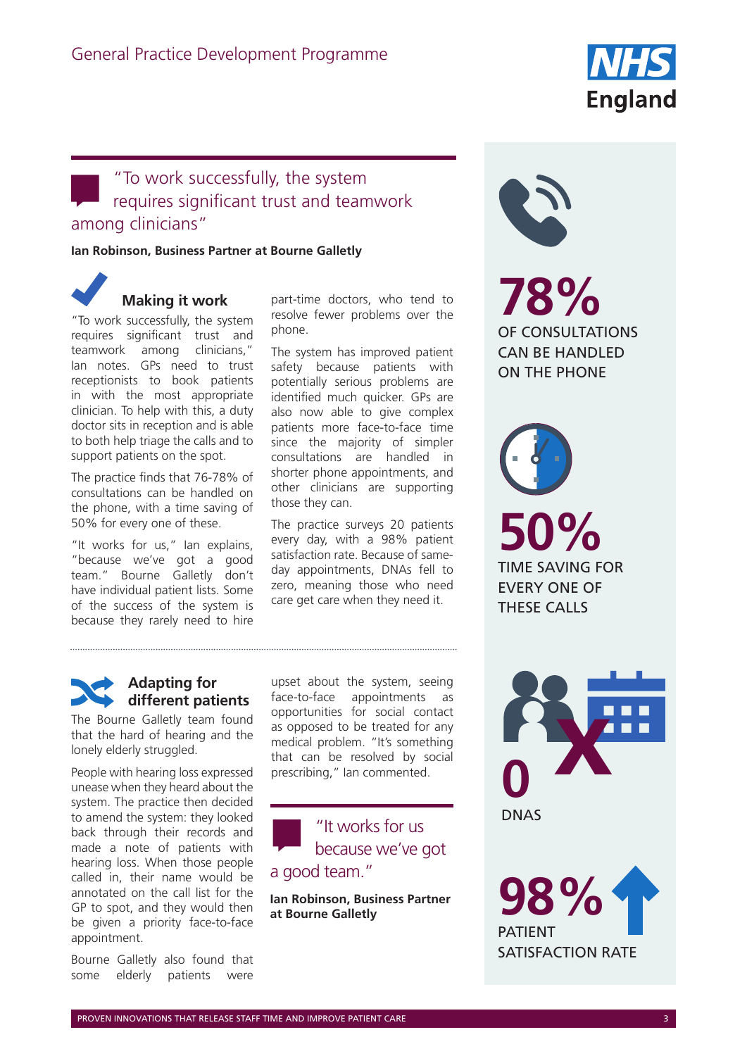> "To work successfully, the system requires significant trust and teamwork among clinicians"

**Ian Robinson, Business Partner at Bourne Galletly**

## Making it work

"To work successfully, the system requires significant trust and teamwork among clinicians," Ian notes. GPs need to trust receptionists to book patients in with the most appropriate clinician. To help with this, a duty doctor sits in reception and is able to both help triage the calls and to support patients on the spot.

The practice finds that 76-78% of consultations can be handled on the phone, with a time saving of 50% for every one of these.

"It works for us," Ian explains, "because we've got a good team." Bourne Galletly don't have individual patient lists. Some of the success of the system is because they rarely need to hire part-time doctors, who tend to resolve fewer problems over the phone.

The system has improved patient safety because patients with potentially serious problems are identified much quicker. GPs are also now able to give complex patients more face-to-face time since the majority of simpler consultations are handled in shorter phone appointments, and other clinicians are supporting those they can.

The practice surveys 20 patients every day, with a 98% patient satisfaction rate. Because of same-day appointments, DNAs fell to zero, meaning those who need care get care when they need it.

## Adapting for different patients

The Bourne Galletly team found that the hard of hearing and the lonely elderly struggled.

People with hearing loss expressed unease when they heard about the system. The practice then decided to amend the system: they looked back through their records and made a note of patients with hearing loss. When those people called in, their name would be annotated on the call list for the GP to spot, and they would then be given a priority face-to-face appointment.

Bourne Galletly also found that some elderly patients were upset about the system, seeing face-to-face appointments as opportunities for social contact as opposed to be treated for any medical problem. "It's something that can be resolved by social prescribing," Ian commented.

> "It works for us because we've got a good team."

**Ian Robinson, Business Partner at Bourne Galletly**

**78%**
OF CONSULTATIONS CAN BE HANDLED ON THE PHONE

**50%**
TIME SAVING FOR EVERY ONE OF THESE CALLS

**0**
DNAS

**98%**
PATIENT SATISFACTION RATE